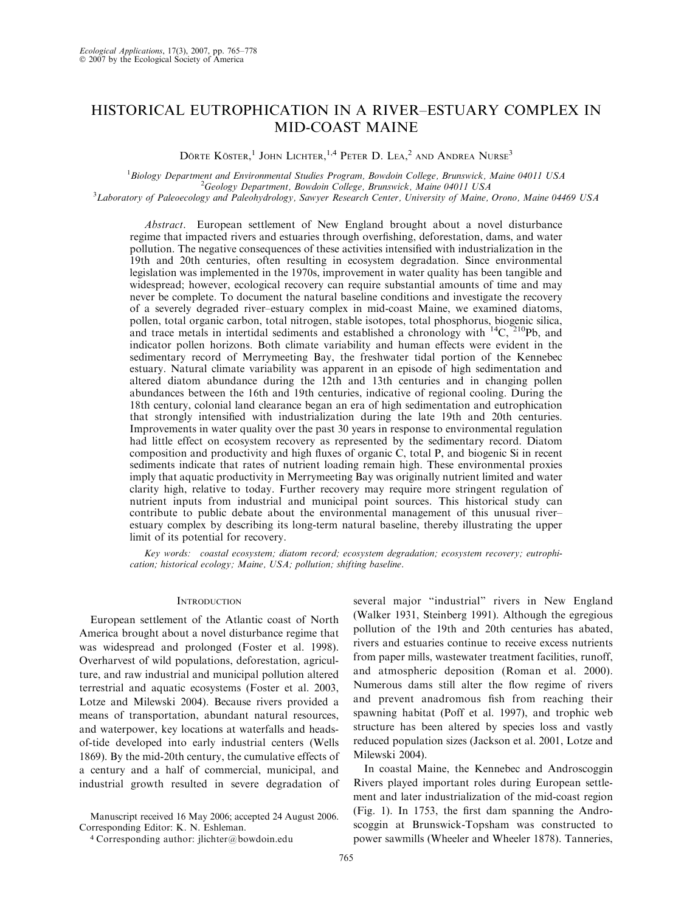# HISTORICAL EUTROPHICATION IN A RIVER–ESTUARY COMPLEX IN MID-COAST MAINE

Dörte Köster,[1] John Lichter,[1,4] Peter D. Lea,[2] and Andrea Nurse[3]

[1]Biology Department and Environmental Studies Program, Bowdoin College, Brunswick, Maine 04011 USA
[2]Geology Department, Bowdoin College, Brunswick, Maine 04011 USA
[3]Laboratory of Paleoecology and Paleohydrology, Sawyer Research Center, University of Maine, Orono, Maine 04469 USA

*Abstract*. European settlement of New England brought about a novel disturbance regime that impacted rivers and estuaries through overfishing, deforestation, dams, and water pollution. The negative consequences of these activities intensified with industrialization in the 19th and 20th centuries, often resulting in ecosystem degradation. Since environmental legislation was implemented in the 1970s, improvement in water quality has been tangible and widespread; however, ecological recovery can require substantial amounts of time and may never be complete. To document the natural baseline conditions and investigate the recovery of a severely degraded river–estuary complex in mid-coast Maine, we examined diatoms, pollen, total organic carbon, total nitrogen, stable isotopes, total phosphorus, biogenic silica, and trace metals in intertidal sediments and established a chronology with $^{14}C$, $^{210}Pb$, and indicator pollen horizons. Both climate variability and human effects were evident in the sedimentary record of Merrymeeting Bay, the freshwater tidal portion of the Kennebec estuary. Natural climate variability was apparent in an episode of high sedimentation and altered diatom abundance during the 12th and 13th centuries and in changing pollen abundances between the 16th and 19th centuries, indicative of regional cooling. During the 18th century, colonial land clearance began an era of high sedimentation and eutrophication that strongly intensified with industrialization during the late 19th and 20th centuries. Improvements in water quality over the past 30 years in response to environmental regulation had little effect on ecosystem recovery as represented by the sedimentary record. Diatom composition and productivity and high fluxes of organic C, total P, and biogenic Si in recent sediments indicate that rates of nutrient loading remain high. These environmental proxies imply that aquatic productivity in Merrymeeting Bay was originally nutrient limited and water clarity high, relative to today. Further recovery may require more stringent regulation of nutrient inputs from industrial and municipal point sources. This historical study can contribute to public debate about the environmental management of this unusual river–estuary complex by describing its long-term natural baseline, thereby illustrating the upper limit of its potential for recovery.

*Key words:* coastal ecosystem; diatom record; ecosystem degradation; ecosystem recovery; eutrophication; historical ecology; Maine, USA; pollution; shifting baseline.

## Introduction

European settlement of the Atlantic coast of North America brought about a novel disturbance regime that was widespread and prolonged (Foster et al. 1998). Overharvest of wild populations, deforestation, agriculture, and raw industrial and municipal pollution altered terrestrial and aquatic ecosystems (Foster et al. 2003, Lotze and Milewski 2004). Because rivers provided a means of transportation, abundant natural resources, and waterpower, key locations at waterfalls and heads-of-tide developed into early industrial centers (Wells 1869). By the mid-20th century, the cumulative effects of a century and a half of commercial, municipal, and industrial growth resulted in severe degradation of several major "industrial" rivers in New England (Walker 1931, Steinberg 1991). Although the egregious pollution of the 19th and 20th centuries has abated, rivers and estuaries continue to receive excess nutrients from paper mills, wastewater treatment facilities, runoff, and atmospheric deposition (Roman et al. 2000). Numerous dams still alter the flow regime of rivers and prevent anadromous fish from reaching their spawning habitat (Poff et al. 1997), and trophic web structure has been altered by species loss and vastly reduced population sizes (Jackson et al. 2001, Lotze and Milewski 2004).

In coastal Maine, the Kennebec and Androscoggin Rivers played important roles during European settlement and later industrialization of the mid-coast region (Fig. 1). In 1753, the first dam spanning the Androscoggin at Brunswick-Topsham was constructed to power sawmills (Wheeler and Wheeler 1878). Tanneries,

Manuscript received 16 May 2006; accepted 24 August 2006. Corresponding Editor: K. N. Eshleman.

[4] Corresponding author: jlichter@bowdoin.edu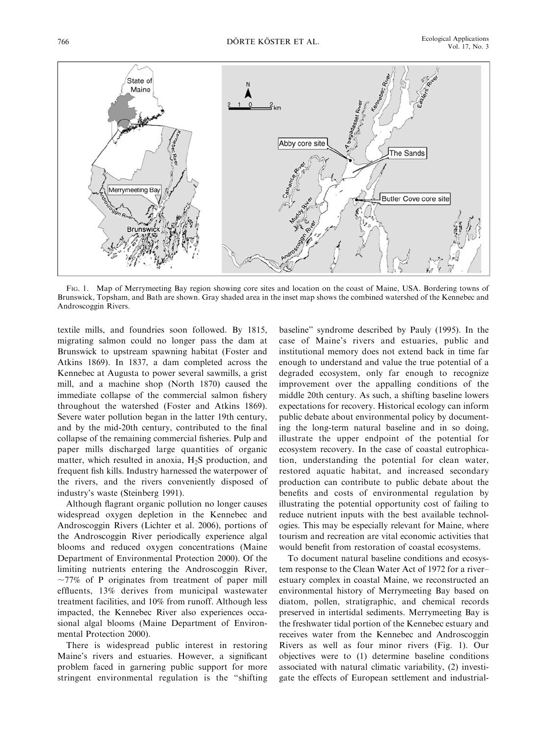FIG. 1. Map of Merrymeeting Bay region showing core sites and location on the coast of Maine, USA. Bordering towns of Brunswick, Topsham, and Bath are shown. Gray shaded area in the inset map shows the combined watershed of the Kennebec and Androscoggin Rivers.

textile mills, and foundries soon followed. By 1815, migrating salmon could no longer pass the dam at Brunswick to upstream spawning habitat (Foster and Atkins 1869). In 1837, a dam completed across the Kennebec at Augusta to power several sawmills, a grist mill, and a machine shop (North 1870) caused the immediate collapse of the commercial salmon fishery throughout the watershed (Foster and Atkins 1869). Severe water pollution began in the latter 19th century, and by the mid-20th century, contributed to the final collapse of the remaining commercial fisheries. Pulp and paper mills discharged large quantities of organic matter, which resulted in anoxia, $H_2S$ production, and frequent fish kills. Industry harnessed the waterpower of the rivers, and the rivers conveniently disposed of industry's waste (Steinberg 1991).

Although flagrant organic pollution no longer causes widespread oxygen depletion in the Kennebec and Androscoggin Rivers (Lichter et al. 2006), portions of the Androscoggin River periodically experience algal blooms and reduced oxygen concentrations (Maine Department of Environmental Protection 2000). Of the limiting nutrients entering the Androscoggin River, ~77% of P originates from treatment of paper mill effluents, 13% derives from municipal wastewater treatment facilities, and 10% from runoff. Although less impacted, the Kennebec River also experiences occasional algal blooms (Maine Department of Environmental Protection 2000).

There is widespread public interest in restoring Maine's rivers and estuaries. However, a significant problem faced in garnering public support for more stringent environmental regulation is the "shifting baseline" syndrome described by Pauly (1995). In the case of Maine's rivers and estuaries, public and institutional memory does not extend back in time far enough to understand and value the true potential of a degraded ecosystem, only far enough to recognize improvement over the appalling conditions of the middle 20th century. As such, a shifting baseline lowers expectations for recovery. Historical ecology can inform public debate about environmental policy by documenting the long-term natural baseline and in so doing, illustrate the upper endpoint of the potential for ecosystem recovery. In the case of coastal eutrophication, understanding the potential for clean water, restored aquatic habitat, and increased secondary production can contribute to public debate about the benefits and costs of environmental regulation by illustrating the potential opportunity cost of failing to reduce nutrient inputs with the best available technologies. This may be especially relevant for Maine, where tourism and recreation are vital economic activities that would benefit from restoration of coastal ecosystems.

To document natural baseline conditions and ecosystem response to the Clean Water Act of 1972 for a river–estuary complex in coastal Maine, we reconstructed an environmental history of Merrymeeting Bay based on diatom, pollen, stratigraphic, and chemical records preserved in intertidal sediments. Merrymeeting Bay is the freshwater tidal portion of the Kennebec estuary and receives water from the Kennebec and Androscoggin Rivers as well as four minor rivers (Fig. 1). Our objectives were to (1) determine baseline conditions associated with natural climatic variability, (2) investigate the effects of European settlement and industrial-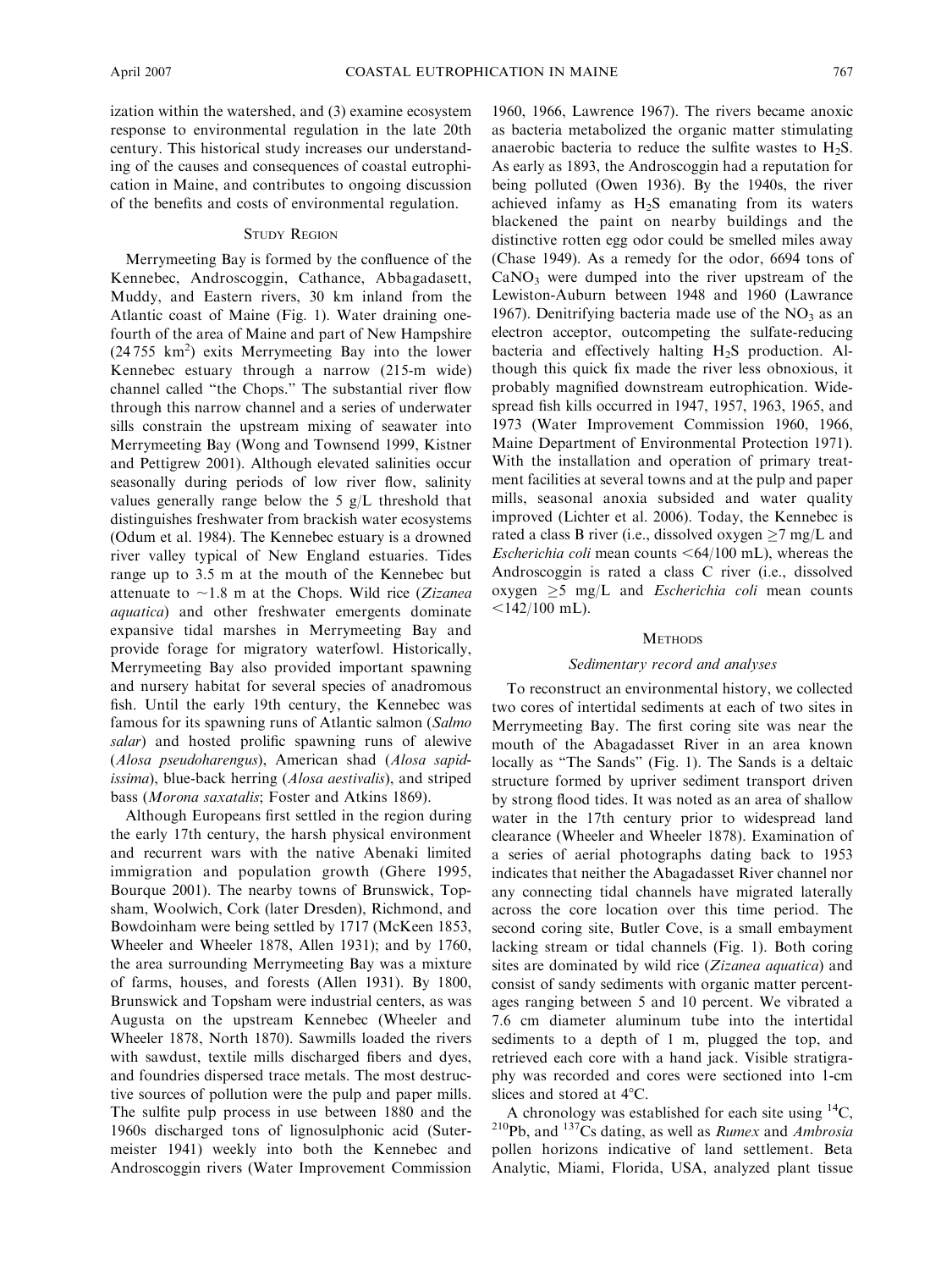ization within the watershed, and (3) examine ecosystem response to environmental regulation in the late 20th century. This historical study increases our understanding of the causes and consequences of coastal eutrophication in Maine, and contributes to ongoing discussion of the benefits and costs of environmental regulation.

## Study Region

Merrymeeting Bay is formed by the confluence of the Kennebec, Androscoggin, Cathance, Abbagadasett, Muddy, and Eastern rivers, 30 km inland from the Atlantic coast of Maine (Fig. 1). Water draining one-fourth of the area of Maine and part of New Hampshire (24 755 $km^2$) exits Merrymeeting Bay into the lower Kennebec estuary through a narrow (215-m wide) channel called "the Chops." The substantial river flow through this narrow channel and a series of underwater sills constrain the upstream mixing of seawater into Merrymeeting Bay (Wong and Townsend 1999, Kistner and Pettigrew 2001). Although elevated salinities occur seasonally during periods of low river flow, salinity values generally range below the 5 g/L threshold that distinguishes freshwater from brackish water ecosystems (Odum et al. 1984). The Kennebec estuary is a drowned river valley typical of New England estuaries. Tides range up to 3.5 m at the mouth of the Kennebec but attenuate to ~1.8 m at the Chops. Wild rice (*Zizanea aquatica*) and other freshwater emergents dominate expansive tidal marshes in Merrymeeting Bay and provide forage for migratory waterfowl. Historically, Merrymeeting Bay also provided important spawning and nursery habitat for several species of anadromous fish. Until the early 19th century, the Kennebec was famous for its spawning runs of Atlantic salmon (*Salmo salar*) and hosted prolific spawning runs of alewive (*Alosa pseudoharengus*), American shad (*Alosa sapidissima*), blue-back herring (*Alosa aestivalis*), and striped bass (*Morona saxatalis*; Foster and Atkins 1869).

Although Europeans first settled in the region during the early 17th century, the harsh physical environment and recurrent wars with the native Abenaki limited immigration and population growth (Ghere 1995, Bourque 2001). The nearby towns of Brunswick, Topsham, Woolwich, Cork (later Dresden), Richmond, and Bowdoinham were being settled by 1717 (McKeen 1853, Wheeler and Wheeler 1878, Allen 1931); and by 1760, the area surrounding Merrymeeting Bay was a mixture of farms, houses, and forests (Allen 1931). By 1800, Brunswick and Topsham were industrial centers, as was Augusta on the upstream Kennebec (Wheeler and Wheeler 1878, North 1870). Sawmills loaded the rivers with sawdust, textile mills discharged fibers and dyes, and foundries dispersed trace metals. The most destructive sources of pollution were the pulp and paper mills. The sulfite pulp process in use between 1880 and the 1960s discharged tons of lignosulphonic acid (Sutermeister 1941) weekly into both the Kennebec and Androscoggin rivers (Water Improvement Commission 1960, 1966, Lawrence 1967). The rivers became anoxic as bacteria metabolized the organic matter stimulating anaerobic bacteria to reduce the sulfite wastes to $H_2S$. As early as 1893, the Androscoggin had a reputation for being polluted (Owen 1936). By the 1940s, the river achieved infamy as $H_2S$ emanating from its waters blackened the paint on nearby buildings and the distinctive rotten egg odor could be smelled miles away (Chase 1949). As a remedy for the odor, 6694 tons of $CaNO_3$ were dumped into the river upstream of the Lewiston-Auburn between 1948 and 1960 (Lawrance 1967). Denitrifying bacteria made use of the $NO_3$ as an electron acceptor, outcompeting the sulfate-reducing bacteria and effectively halting $H_2S$ production. Although this quick fix made the river less obnoxious, it probably magnified downstream eutrophication. Widespread fish kills occurred in 1947, 1957, 1963, 1965, and 1973 (Water Improvement Commission 1960, 1966, Maine Department of Environmental Protection 1971). With the installation and operation of primary treatment facilities at several towns and at the pulp and paper mills, seasonal anoxia subsided and water quality improved (Lichter et al. 2006). Today, the Kennebec is rated a class B river (i.e., dissolved oxygen $\geq$7 mg/L and *Escherichia coli* mean counts <64/100 mL), whereas the Androscoggin is rated a class C river (i.e., dissolved oxygen $\geq$5 mg/L and *Escherichia coli* mean counts <142/100 mL).

## Methods

### Sedimentary record and analyses

To reconstruct an environmental history, we collected two cores of intertidal sediments at each of two sites in Merrymeeting Bay. The first coring site was near the mouth of the Abagadasset River in an area known locally as "The Sands" (Fig. 1). The Sands is a deltaic structure formed by upriver sediment transport driven by strong flood tides. It was noted as an area of shallow water in the 17th century prior to widespread land clearance (Wheeler and Wheeler 1878). Examination of a series of aerial photographs dating back to 1953 indicates that neither the Abagadasset River channel nor any connecting tidal channels have migrated laterally across the core location over this time period. The second coring site, Butler Cove, is a small embayment lacking stream or tidal channels (Fig. 1). Both coring sites are dominated by wild rice (*Zizanea aquatica*) and consist of sandy sediments with organic matter percentages ranging between 5 and 10 percent. We vibrated a 7.6 cm diameter aluminum tube into the intertidal sediments to a depth of 1 m, plugged the top, and retrieved each core with a hand jack. Visible stratigraphy was recorded and cores were sectioned into 1-cm slices and stored at 4°C.

A chronology was established for each site using $^{14}C$, $^{210}Pb$, and $^{137}Cs$ dating, as well as *Rumex* and *Ambrosia* pollen horizons indicative of land settlement. Beta Analytic, Miami, Florida, USA, analyzed plant tissue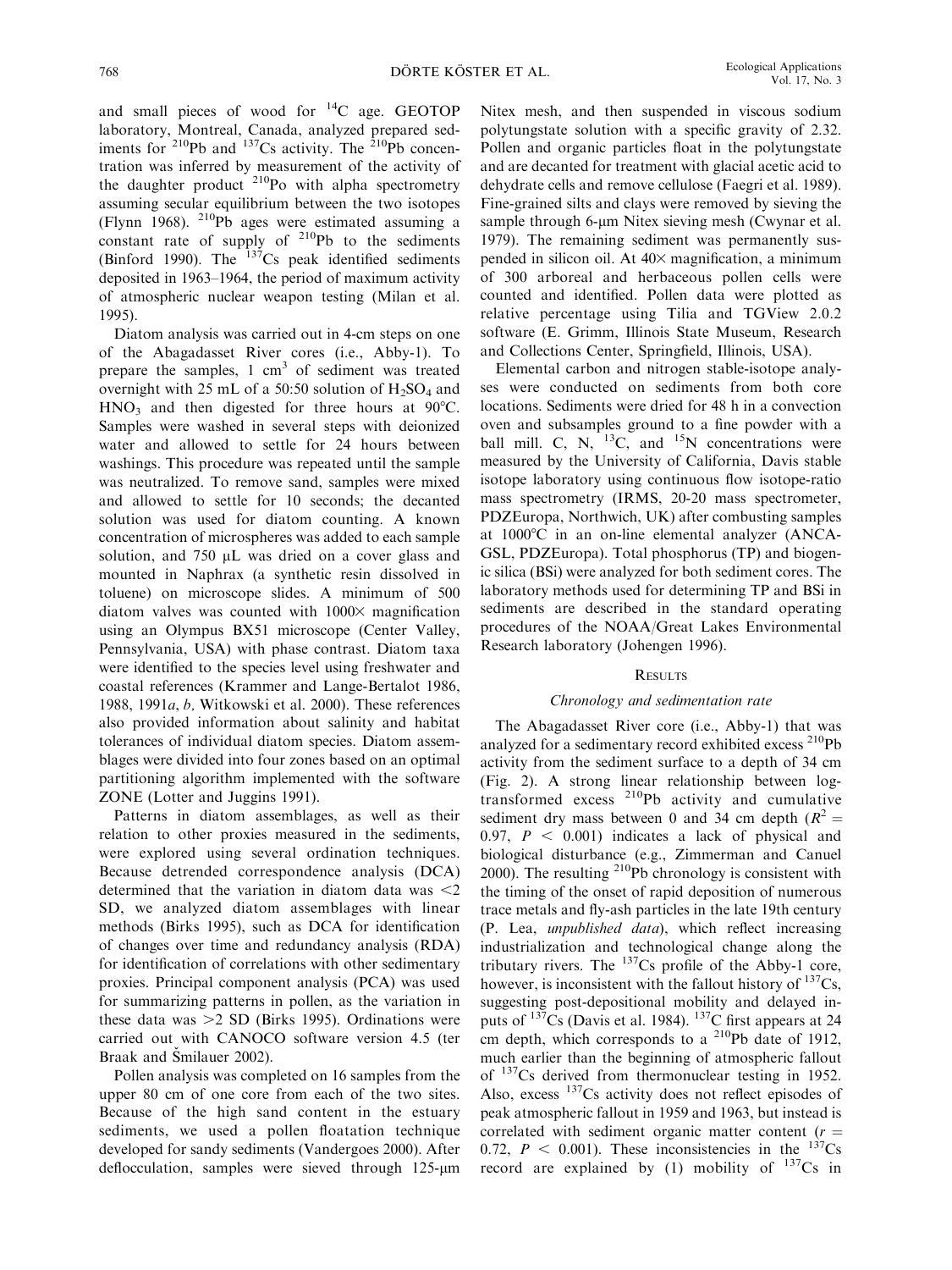and small pieces of wood for $^{14}C$ age. GEOTOP laboratory, Montreal, Canada, analyzed prepared sediments for $^{210}Pb$ and $^{137}Cs$ activity. The $^{210}Pb$ concentration was inferred by measurement of the activity of the daughter product $^{210}Po$ with alpha spectrometry assuming secular equilibrium between the two isotopes (Flynn 1968). $^{210}Pb$ ages were estimated assuming a constant rate of supply of $^{210}Pb$ to the sediments (Binford 1990). The $^{137}Cs$ peak identified sediments deposited in 1963–1964, the period of maximum activity of atmospheric nuclear weapon testing (Milan et al. 1995).

Diatom analysis was carried out in 4-cm steps on one of the Abagadasset River cores (i.e., Abby-1). To prepare the samples, 1 $cm^3$ of sediment was treated overnight with 25 mL of a 50:50 solution of $H_2SO_4$ and $HNO_3$ and then digested for three hours at 90°C. Samples were washed in several steps with deionized water and allowed to settle for 24 hours between washings. This procedure was repeated until the sample was neutralized. To remove sand, samples were mixed and allowed to settle for 10 seconds; the decanted solution was used for diatom counting. A known concentration of microspheres was added to each sample solution, and 750 μL was dried on a cover glass and mounted in Naphrax (a synthetic resin dissolved in toluene) on microscope slides. A minimum of 500 diatom valves was counted with 1000× magnification using an Olympus BX51 microscope (Center Valley, Pennsylvania, USA) with phase contrast. Diatom taxa were identified to the species level using freshwater and coastal references (Krammer and Lange-Bertalot 1986, 1988, 1991*a*, *b*, Witkowski et al. 2000). These references also provided information about salinity and habitat tolerances of individual diatom species. Diatom assemblages were divided into four zones based on an optimal partitioning algorithm implemented with the software ZONE (Lotter and Juggins 1991).

Patterns in diatom assemblages, as well as their relation to other proxies measured in the sediments, were explored using several ordination techniques. Because detrended correspondence analysis (DCA) determined that the variation in diatom data was <2 SD, we analyzed diatom assemblages with linear methods (Birks 1995), such as DCA for identification of changes over time and redundancy analysis (RDA) for identification of correlations with other sedimentary proxies. Principal component analysis (PCA) was used for summarizing patterns in pollen, as the variation in these data was >2 SD (Birks 1995). Ordinations were carried out with CANOCO software version 4.5 (ter Braak and Šmilauer 2002).

Pollen analysis was completed on 16 samples from the upper 80 cm of one core from each of the two sites. Because of the high sand content in the estuary sediments, we used a pollen floatation technique developed for sandy sediments (Vandergoes 2000). After deflocculation, samples were sieved through 125-μm Nitex mesh, and then suspended in viscous sodium polytungstate solution with a specific gravity of 2.32. Pollen and organic particles float in the polytungstate and are decanted for treatment with glacial acetic acid to dehydrate cells and remove cellulose (Faegri et al. 1989). Fine-grained silts and clays were removed by sieving the sample through 6-μm Nitex sieving mesh (Cwynar et al. 1979). The remaining sediment was permanently suspended in silicon oil. At 40× magnification, a minimum of 300 arboreal and herbaceous pollen cells were counted and identified. Pollen data were plotted as relative percentage using Tilia and TGView 2.0.2 software (E. Grimm, Illinois State Museum, Research and Collections Center, Springfield, Illinois, USA).

Elemental carbon and nitrogen stable-isotope analyses were conducted on sediments from both core locations. Sediments were dried for 48 h in a convection oven and subsamples ground to a fine powder with a ball mill. C, N, $^{13}C$, and $^{15}N$ concentrations were measured by the University of California, Davis stable isotope laboratory using continuous flow isotope-ratio mass spectrometry (IRMS, 20-20 mass spectrometer, PDZEuropa, Northwich, UK) after combusting samples at 1000°C in an on-line elemental analyzer (ANCA-GSL, PDZEuropa). Total phosphorus (TP) and biogenic silica (BSi) were analyzed for both sediment cores. The laboratory methods used for determining TP and BSi in sediments are described in the standard operating procedures of the NOAA/Great Lakes Environmental Research laboratory (Johengen 1996).

## Results

### *Chronology and sedimentation rate*

The Abagadasset River core (i.e., Abby-1) that was analyzed for a sedimentary record exhibited excess $^{210}Pb$ activity from the sediment surface to a depth of 34 cm (Fig. 2). A strong linear relationship between log-transformed excess $^{210}Pb$ activity and cumulative sediment dry mass between 0 and 34 cm depth ($R^2$ = 0.97, $P$ < 0.001) indicates a lack of physical and biological disturbance (e.g., Zimmerman and Canuel 2000). The resulting $^{210}Pb$ chronology is consistent with the timing of the onset of rapid deposition of numerous trace metals and fly-ash particles in the late 19th century (P. Lea, *unpublished data*), which reflect increasing industrialization and technological change along the tributary rivers. The $^{137}Cs$ profile of the Abby-1 core, however, is inconsistent with the fallout history of $^{137}Cs$, suggesting post-depositional mobility and delayed inputs of $^{137}Cs$ (Davis et al. 1984). $^{137}C$ first appears at 24 cm depth, which corresponds to a $^{210}Pb$ date of 1912, much earlier than the beginning of atmospheric fallout of $^{137}Cs$ derived from thermonuclear testing in 1952. Also, excess $^{137}Cs$ activity does not reflect episodes of peak atmospheric fallout in 1959 and 1963, but instead is correlated with sediment organic matter content ($r$ = 0.72, $P$ < 0.001). These inconsistencies in the $^{137}Cs$ record are explained by (1) mobility of $^{137}Cs$ in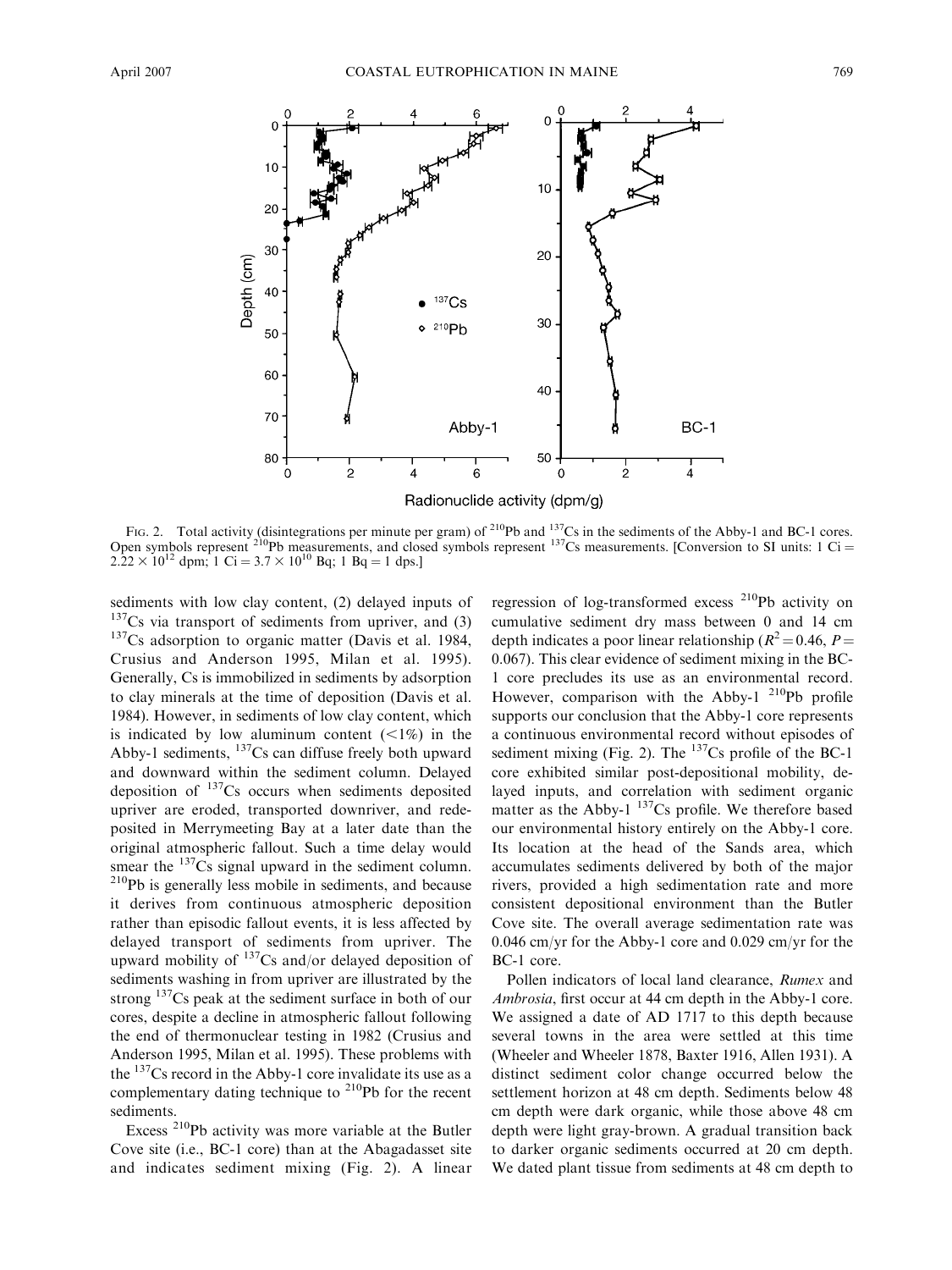FIG. 2. Total activity (disintegrations per minute per gram) of $^{210}$Pb and $^{137}$Cs in the sediments of the Abby-1 and BC-1 cores. Open symbols represent $^{210}$Pb measurements, and closed symbols represent $^{137}$Cs measurements. [Conversion to SI units: 1 Ci = $2.22 \times 10^{12}$ dpm; 1 Ci = $3.7 \times 10^{10}$ Bq; 1 Bq = 1 dps.]

sediments with low clay content, (2) delayed inputs of $^{137}$Cs via transport of sediments from upriver, and (3) $^{137}$Cs adsorption to organic matter (Davis et al. 1984, Crusius and Anderson 1995, Milan et al. 1995). Generally, Cs is immobilized in sediments by adsorption to clay minerals at the time of deposition (Davis et al. 1984). However, in sediments of low clay content, which is indicated by low aluminum content (<1%) in the Abby-1 sediments, $^{137}$Cs can diffuse freely both upward and downward within the sediment column. Delayed deposition of $^{137}$Cs occurs when sediments deposited upriver are eroded, transported downriver, and redeposited in Merrymeeting Bay at a later date than the original atmospheric fallout. Such a time delay would smear the $^{137}$Cs signal upward in the sediment column. $^{210}$Pb is generally less mobile in sediments, and because it derives from continuous atmospheric deposition rather than episodic fallout events, it is less affected by delayed transport of sediments from upriver. The upward mobility of $^{137}$Cs and/or delayed deposition of sediments washing in from upriver are illustrated by the strong $^{137}$Cs peak at the sediment surface in both of our cores, despite a decline in atmospheric fallout following the end of thermonuclear testing in 1982 (Crusius and Anderson 1995, Milan et al. 1995). These problems with the $^{137}$Cs record in the Abby-1 core invalidate its use as a complementary dating technique to $^{210}$Pb for the recent sediments.

Excess $^{210}$Pb activity was more variable at the Butler Cove site (i.e., BC-1 core) than at the Abagadasset site and indicates sediment mixing (Fig. 2). A linear regression of log-transformed excess $^{210}$Pb activity on cumulative sediment dry mass between 0 and 14 cm depth indicates a poor linear relationship ($R^2 = 0.46$, $P = 0.067$). This clear evidence of sediment mixing in the BC-1 core precludes its use as an environmental record. However, comparison with the Abby-1 $^{210}$Pb profile supports our conclusion that the Abby-1 core represents a continuous environmental record without episodes of sediment mixing (Fig. 2). The $^{137}$Cs profile of the BC-1 core exhibited similar post-depositional mobility, delayed inputs, and correlation with sediment organic matter as the Abby-1 $^{137}$Cs profile. We therefore based our environmental history entirely on the Abby-1 core. Its location at the head of the Sands area, which accumulates sediments delivered by both of the major rivers, provided a high sedimentation rate and more consistent depositional environment than the Butler Cove site. The overall average sedimentation rate was 0.046 cm/yr for the Abby-1 core and 0.029 cm/yr for the BC-1 core.

Pollen indicators of local land clearance, *Rumex* and *Ambrosia*, first occur at 44 cm depth in the Abby-1 core. We assigned a date of AD 1717 to this depth because several towns in the area were settled at this time (Wheeler and Wheeler 1878, Baxter 1916, Allen 1931). A distinct sediment color change occurred below the settlement horizon at 48 cm depth. Sediments below 48 cm depth were dark organic, while those above 48 cm depth were light gray-brown. A gradual transition back to darker organic sediments occurred at 20 cm depth. We dated plant tissue from sediments at 48 cm depth to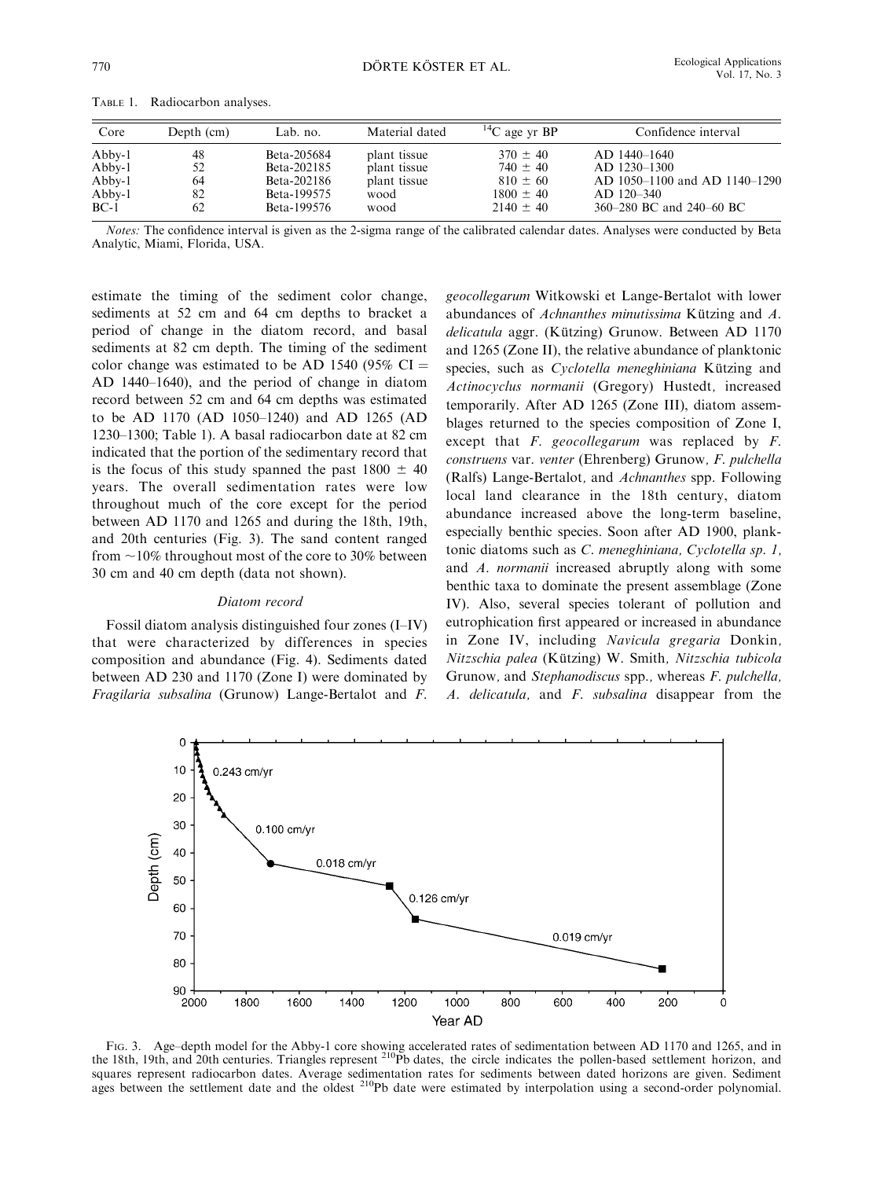TABLE 1. Radiocarbon analyses.

| Core | Depth (cm) | Lab. no. | Material dated | $^{14}C$ age yr BP | Confidence interval |
|---|---|---|---|---|---|
| Abby-1 | 48 | Beta-205684 | plant tissue | 370 ± 40 | AD 1440–1640 |
| Abby-1 | 52 | Beta-202185 | plant tissue | 740 ± 40 | AD 1230–1300 |
| Abby-1 | 64 | Beta-202186 | plant tissue | 810 ± 60 | AD 1050–1100 and AD 1140–1290 |
| Abby-1 | 82 | Beta-199575 | wood | 1800 ± 40 | AD 120–340 |
| BC-1 | 62 | Beta-199576 | wood | 2140 ± 40 | 360–280 BC and 240–60 BC |

*Notes:* The confidence interval is given as the 2-sigma range of the calibrated calendar dates. Analyses were conducted by Beta Analytic, Miami, Florida, USA.

estimate the timing of the sediment color change, sediments at 52 cm and 64 cm depths to bracket a period of change in the diatom record, and basal sediments at 82 cm depth. The timing of the sediment color change was estimated to be AD 1540 (95% CI = AD 1440–1640), and the period of change in diatom record between 52 cm and 64 cm depths was estimated to be AD 1170 (AD 1050–1240) and AD 1265 (AD 1230–1300; Table 1). A basal radiocarbon date at 82 cm indicated that the portion of the sedimentary record that is the focus of this study spanned the past 1800 ± 40 years. The overall sedimentation rates were low throughout much of the core except for the period between AD 1170 and 1265 and during the 18th, 19th, and 20th centuries (Fig. 3). The sand content ranged from ~10% throughout most of the core to 30% between 30 cm and 40 cm depth (data not shown).

### *Diatom record*

Fossil diatom analysis distinguished four zones (I–IV) that were characterized by differences in species composition and abundance (Fig. 4). Sediments dated between AD 230 and 1170 (Zone I) were dominated by *Fragilaria subsalina* (Grunow) Lange-Bertalot and *F. geocollegarum* Witkowski et Lange-Bertalot with lower abundances of *Achnanthes minutissima* Kützing and *A. delicatula* aggr. (Kützing) Grunow. Between AD 1170 and 1265 (Zone II), the relative abundance of planktonic species, such as *Cyclotella meneghiniana* Kützing and *Actinocyclus normanii* (Gregory) Hustedt, increased temporarily. After AD 1265 (Zone III), diatom assemblages returned to the species composition of Zone I, except that *F. geocollegarum* was replaced by *F. construens* var. *venter* (Ehrenberg) Grunow, *F. pulchella* (Ralfs) Lange-Bertalot, and *Achnanthes* spp. Following local land clearance in the 18th century, diatom abundance increased above the long-term baseline, especially benthic species. Soon after AD 1900, planktonic diatoms such as *C. meneghiniana*, *Cyclotella sp. 1*, and *A. normanii* increased abruptly along with some benthic taxa to dominate the present assemblage (Zone IV). Also, several species tolerant of pollution and eutrophication first appeared or increased in abundance in Zone IV, including *Navicula gregaria* Donkin, *Nitzschia palea* (Kützing) W. Smith, *Nitzschia tubicola* Grunow, and *Stephanodiscus* spp., whereas *F. pulchella*, *A. delicatula*, and *F. subsalina* disappear from the

FIG. 3. Age–depth model for the Abby-1 core showing accelerated rates of sedimentation between AD 1170 and 1265, and in the 18th, 19th, and 20th centuries. Triangles represent $^{210}Pb$ dates, the circle indicates the pollen-based settlement horizon, and squares represent radiocarbon dates. Average sedimentation rates for sediments between dated horizons are given. Sediment ages between the settlement date and the oldest $^{210}Pb$ date were estimated by interpolation using a second-order polynomial.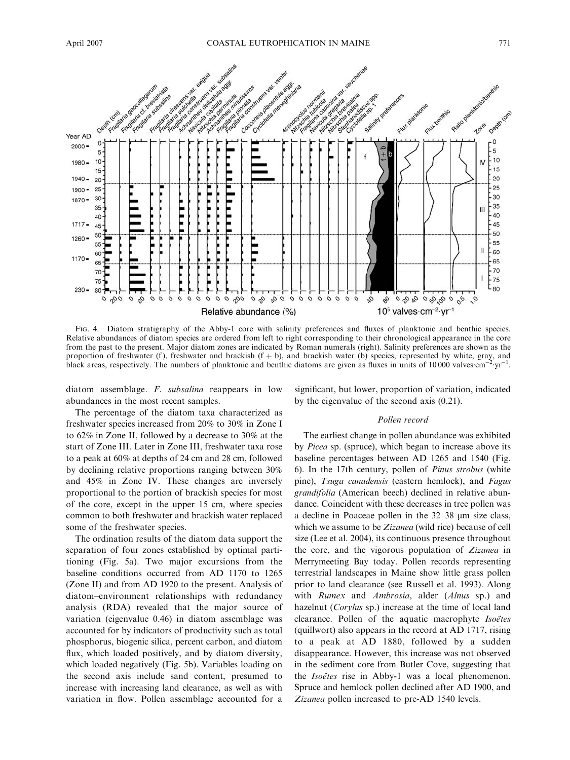Fig. 4. Diatom stratigraphy of the Abby-1 core with salinity preferences and fluxes of planktonic and benthic species. Relative abundances of diatom species are ordered from left to right corresponding to their chronological appearance in the core from the past to the present. Major diatom zones are indicated by Roman numerals (right). Salinity preferences are shown as the proportion of freshwater (f), freshwater and brackish (f + b), and brackish water (b) species, represented by white, gray, and black areas, respectively. The numbers of planktonic and benthic diatoms are given as fluxes in units of 10 000 valves·cm$^{-2}$·yr$^{-1}$.

diatom assemblage. *F. subsalina* reappears in low abundances in the most recent samples.

The percentage of the diatom taxa characterized as freshwater species increased from 20% to 30% in Zone I to 62% in Zone II, followed by a decrease to 30% at the start of Zone III. Later in Zone III, freshwater taxa rose to a peak at 60% at depths of 24 cm and 28 cm, followed by declining relative proportions ranging between 30% and 45% in Zone IV. These changes are inversely proportional to the portion of brackish species for most of the core, except in the upper 15 cm, where species common to both freshwater and brackish water replaced some of the freshwater species.

The ordination results of the diatom data support the separation of four zones established by optimal partitioning (Fig. 5a). Two major excursions from the baseline conditions occurred from AD 1170 to 1265 (Zone II) and from AD 1920 to the present. Analysis of diatom–environment relationships with redundancy analysis (RDA) revealed that the major source of variation (eigenvalue 0.46) in diatom assemblage was accounted for by indicators of productivity such as total phosphorus, biogenic silica, percent carbon, and diatom flux, which loaded positively, and by diatom diversity, which loaded negatively (Fig. 5b). Variables loading on the second axis include sand content, presumed to increase with increasing land clearance, as well as with variation in flow. Pollen assemblage accounted for a significant, but lower, proportion of variation, indicated by the eigenvalue of the second axis (0.21).

### Pollen record

The earliest change in pollen abundance was exhibited by *Picea* sp. (spruce), which began to increase above its baseline percentages between AD 1265 and 1540 (Fig. 6). In the 17th century, pollen of *Pinus strobus* (white pine), *Tsuga canadensis* (eastern hemlock), and *Fagus grandifolia* (American beech) declined in relative abundance. Coincident with these decreases in tree pollen was a decline in Poaceae pollen in the 32–38 μm size class, which we assume to be *Zizanea* (wild rice) because of cell size (Lee et al. 2004), its continuous presence throughout the core, and the vigorous population of *Zizanea* in Merrymeeting Bay today. Pollen records representing terrestrial landscapes in Maine show little grass pollen prior to land clearance (see Russell et al. 1993). Along with *Rumex* and *Ambrosia*, alder (*Alnus* sp.) and hazelnut (*Corylus* sp.) increase at the time of local land clearance. Pollen of the aquatic macrophyte *Isoëtes* (quillwort) also appears in the record at AD 1717, rising to a peak at AD 1880, followed by a sudden disappearance. However, this increase was not observed in the sediment core from Butler Cove, suggesting that the *Isoëtes* rise in Abby-1 was a local phenomenon. Spruce and hemlock pollen declined after AD 1900, and *Zizanea* pollen increased to pre-AD 1540 levels.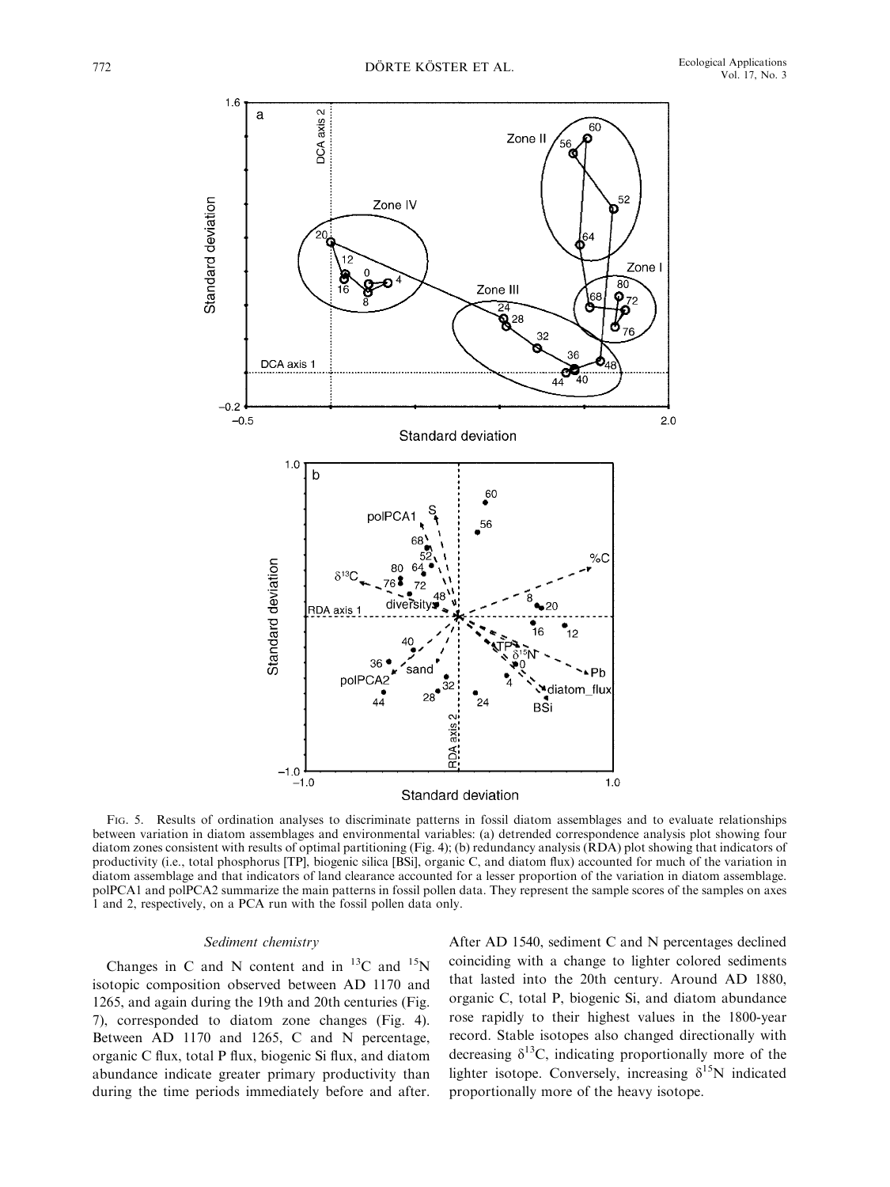FIG. 5. Results of ordination analyses to discriminate patterns in fossil diatom assemblages and to evaluate relationships between variation in diatom assemblages and environmental variables: (a) detrended correspondence analysis plot showing four diatom zones consistent with results of optimal partitioning (Fig. 4); (b) redundancy analysis (RDA) plot showing that indicators of productivity (i.e., total phosphorus [TP], biogenic silica [BSi], organic C, and diatom flux) accounted for much of the variation in diatom assemblage and that indicators of land clearance accounted for a lesser proportion of the variation in diatom assemblage. polPCA1 and polPCA2 summarize the main patterns in fossil pollen data. They represent the sample scores of the samples on axes 1 and 2, respectively, on a PCA run with the fossil pollen data only.

### *Sediment chemistry*

Changes in C and N content and in $^{13}C$ and $^{15}N$ isotopic composition observed between AD 1170 and 1265, and again during the 19th and 20th centuries (Fig. 7), corresponded to diatom zone changes (Fig. 4). Between AD 1170 and 1265, C and N percentage, organic C flux, total P flux, biogenic Si flux, and diatom abundance indicate greater primary productivity than during the time periods immediately before and after. After AD 1540, sediment C and N percentages declined coinciding with a change to lighter colored sediments that lasted into the 20th century. Around AD 1880, organic C, total P, biogenic Si, and diatom abundance rose rapidly to their highest values in the 1800-year record. Stable isotopes also changed directionally with decreasing $\delta^{13}C$, indicating proportionally more of the lighter isotope. Conversely, increasing $\delta^{15}N$ indicated proportionally more of the heavy isotope.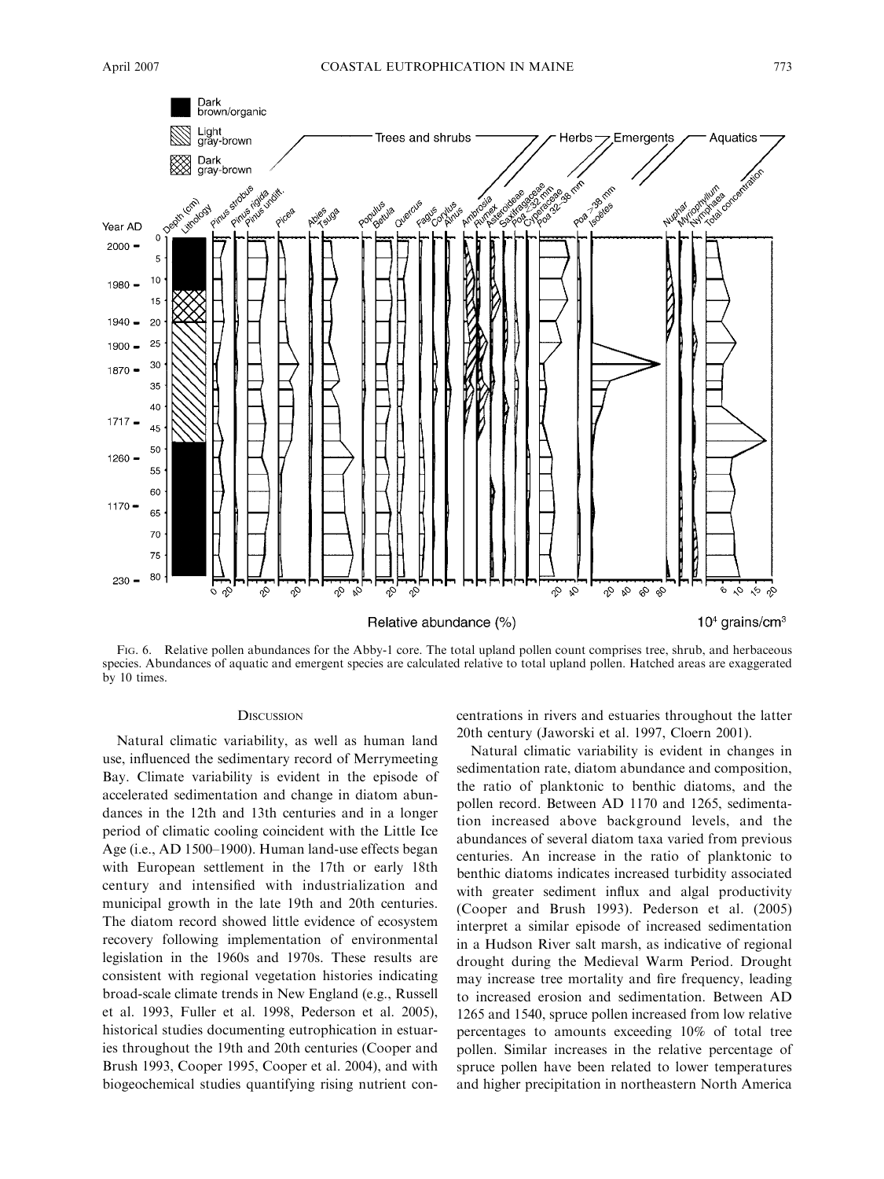Fig. 6. Relative pollen abundances for the Abby-1 core. The total upland pollen count comprises tree, shrub, and herbaceous species. Abundances of aquatic and emergent species are calculated relative to total upland pollen. Hatched areas are exaggerated by 10 times.

## Discussion

Natural climatic variability, as well as human land use, influenced the sedimentary record of Merrymeeting Bay. Climate variability is evident in the episode of accelerated sedimentation and change in diatom abundances in the 12th and 13th centuries and in a longer period of climatic cooling coincident with the Little Ice Age (i.e., AD 1500–1900). Human land-use effects began with European settlement in the 17th or early 18th century and intensified with industrialization and municipal growth in the late 19th and 20th centuries. The diatom record showed little evidence of ecosystem recovery following implementation of environmental legislation in the 1960s and 1970s. These results are consistent with regional vegetation histories indicating broad-scale climate trends in New England (e.g., Russell et al. 1993, Fuller et al. 1998, Pederson et al. 2005), historical studies documenting eutrophication in estuaries throughout the 19th and 20th centuries (Cooper and Brush 1993, Cooper 1995, Cooper et al. 2004), and with biogeochemical studies quantifying rising nutrient concentrations in rivers and estuaries throughout the latter 20th century (Jaworski et al. 1997, Cloern 2001).

Natural climatic variability is evident in changes in sedimentation rate, diatom abundance and composition, the ratio of planktonic to benthic diatoms, and the pollen record. Between AD 1170 and 1265, sedimentation increased above background levels, and the abundances of several diatom taxa varied from previous centuries. An increase in the ratio of planktonic to benthic diatoms indicates increased turbidity associated with greater sediment influx and algal productivity (Cooper and Brush 1993). Pederson et al. (2005) interpret a similar episode of increased sedimentation in a Hudson River salt marsh, as indicative of regional drought during the Medieval Warm Period. Drought may increase tree mortality and fire frequency, leading to increased erosion and sedimentation. Between AD 1265 and 1540, spruce pollen increased from low relative percentages to amounts exceeding 10% of total tree pollen. Similar increases in the relative percentage of spruce pollen have been related to lower temperatures and higher precipitation in northeastern North America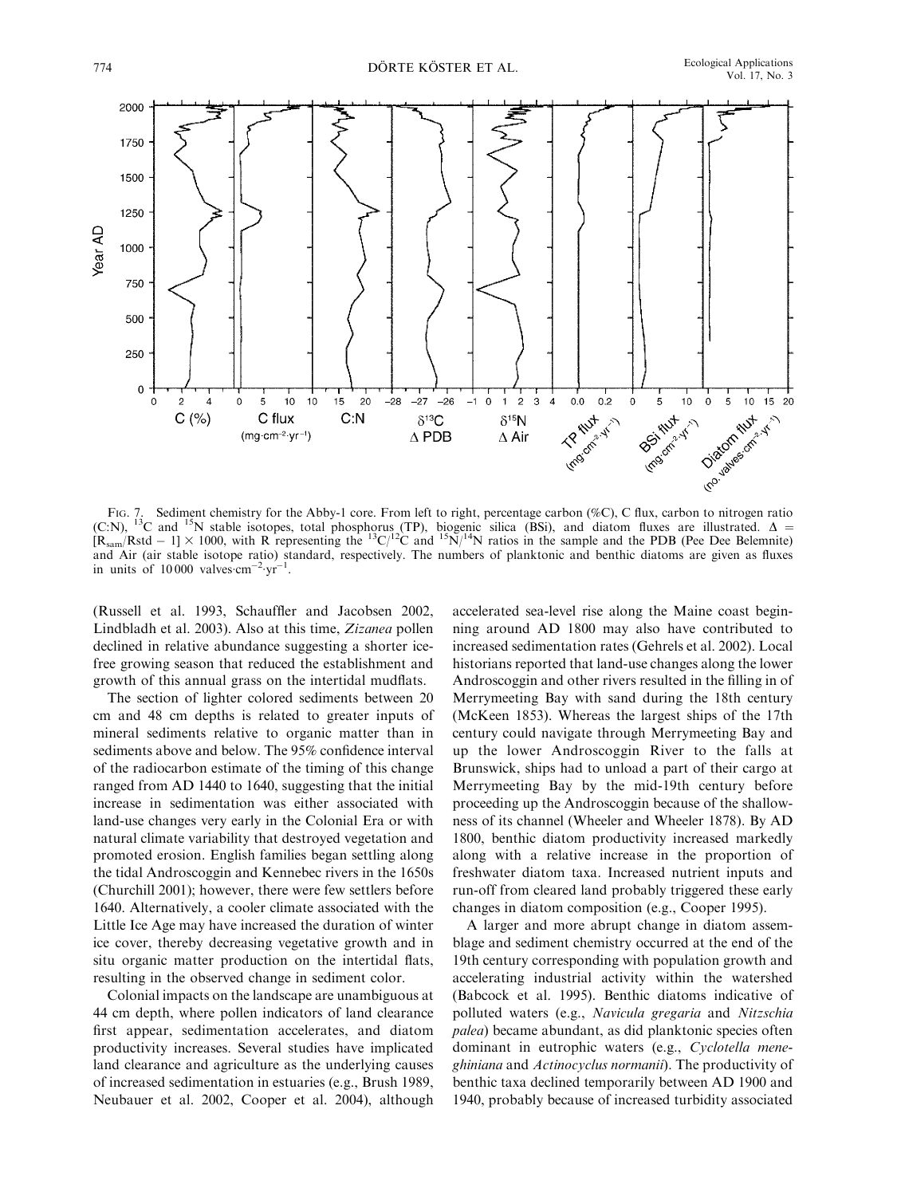FIG. 7. Sediment chemistry for the Abby-1 core. From left to right, percentage carbon (%C), C flux, carbon to nitrogen ratio (C:N), $^{13}C$ and $^{15}N$ stable isotopes, total phosphorus (TP), biogenic silica (BSi), and diatom fluxes are illustrated. $\Delta = [R_{sam}/Rstd - 1] \times 1000$, with R representing the $^{13}C/^{12}C$ and $^{15}N/^{14}N$ ratios in the sample and the PDB (Pee Dee Belemnite) and Air (air stable isotope ratio) standard, respectively. The numbers of planktonic and benthic diatoms are given as fluxes in units of 10 000 valves$\cdot$cm$^{-2}\cdot$yr$^{-1}$.

(Russell et al. 1993, Schauffler and Jacobsen 2002, Lindbladh et al. 2003). Also at this time, *Zizanea* pollen declined in relative abundance suggesting a shorter ice-free growing season that reduced the establishment and growth of this annual grass on the intertidal mudflats.

The section of lighter colored sediments between 20 cm and 48 cm depths is related to greater inputs of mineral sediments relative to organic matter than in sediments above and below. The 95% confidence interval of the radiocarbon estimate of the timing of this change ranged from AD 1440 to 1640, suggesting that the initial increase in sedimentation was either associated with land-use changes very early in the Colonial Era or with natural climate variability that destroyed vegetation and promoted erosion. English families began settling along the tidal Androscoggin and Kennebec rivers in the 1650s (Churchill 2001); however, there were few settlers before 1640. Alternatively, a cooler climate associated with the Little Ice Age may have increased the duration of winter ice cover, thereby decreasing vegetative growth and in situ organic matter production on the intertidal flats, resulting in the observed change in sediment color.

Colonial impacts on the landscape are unambiguous at 44 cm depth, where pollen indicators of land clearance first appear, sedimentation accelerates, and diatom productivity increases. Several studies have implicated land clearance and agriculture as the underlying causes of increased sedimentation in estuaries (e.g., Brush 1989, Neubauer et al. 2002, Cooper et al. 2004), although accelerated sea-level rise along the Maine coast beginning around AD 1800 may also have contributed to increased sedimentation rates (Gehrels et al. 2002). Local historians reported that land-use changes along the lower Androscoggin and other rivers resulted in the filling in of Merrymeeting Bay with sand during the 18th century (McKeen 1853). Whereas the largest ships of the 17th century could navigate through Merrymeeting Bay and up the lower Androscoggin River to the falls at Brunswick, ships had to unload a part of their cargo at Merrymeeting Bay by the mid-19th century before proceeding up the Androscoggin because of the shallowness of its channel (Wheeler and Wheeler 1878). By AD 1800, benthic diatom productivity increased markedly along with a relative increase in the proportion of freshwater diatom taxa. Increased nutrient inputs and run-off from cleared land probably triggered these early changes in diatom composition (e.g., Cooper 1995).

A larger and more abrupt change in diatom assemblage and sediment chemistry occurred at the end of the 19th century corresponding with population growth and accelerating industrial activity within the watershed (Babcock et al. 1995). Benthic diatoms indicative of polluted waters (e.g., *Navicula gregaria* and *Nitzschia palea*) became abundant, as did planktonic species often dominant in eutrophic waters (e.g., *Cyclotella meneghiniana* and *Actinocyclus normanii*). The productivity of benthic taxa declined temporarily between AD 1900 and 1940, probably because of increased turbidity associated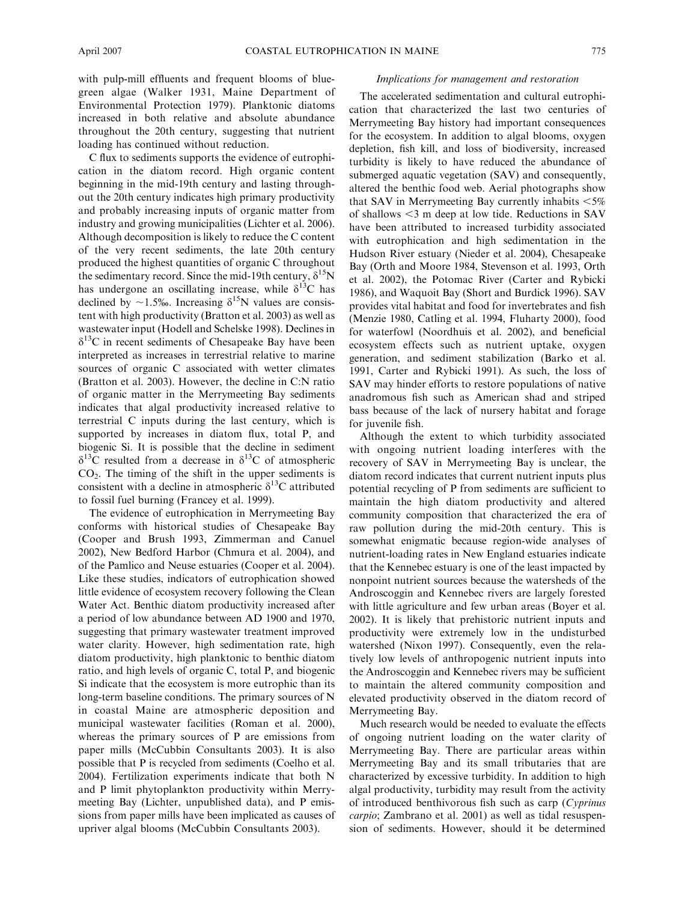with pulp-mill effluents and frequent blooms of blue-green algae (Walker 1931, Maine Department of Environmental Protection 1979). Planktonic diatoms increased in both relative and absolute abundance throughout the 20th century, suggesting that nutrient loading has continued without reduction.

C flux to sediments supports the evidence of eutrophication in the diatom record. High organic content beginning in the mid-19th century and lasting throughout the 20th century indicates high primary productivity and probably increasing inputs of organic matter from industry and growing municipalities (Lichter et al. 2006). Although decomposition is likely to reduce the C content of the very recent sediments, the late 20th century produced the highest quantities of organic C throughout the sedimentary record. Since the mid-19th century, $\delta^{15}N$ has undergone an oscillating increase, while $\delta^{13}C$ has declined by ~1.5‰. Increasing $\delta^{15}N$ values are consistent with high productivity (Bratton et al. 2003) as well as wastewater input (Hodell and Schelske 1998). Declines in $\delta^{13}C$ in recent sediments of Chesapeake Bay have been interpreted as increases in terrestrial relative to marine sources of organic C associated with wetter climates (Bratton et al. 2003). However, the decline in C:N ratio of organic matter in the Merrymeeting Bay sediments indicates that algal productivity increased relative to terrestrial C inputs during the last century, which is supported by increases in diatom flux, total P, and biogenic Si. It is possible that the decline in sediment $\delta^{13}C$ resulted from a decrease in $\delta^{13}C$ of atmospheric $CO_2$. The timing of the shift in the upper sediments is consistent with a decline in atmospheric $\delta^{13}C$ attributed to fossil fuel burning (Francey et al. 1999).

The evidence of eutrophication in Merrymeeting Bay conforms with historical studies of Chesapeake Bay (Cooper and Brush 1993, Zimmerman and Canuel 2002), New Bedford Harbor (Chmura et al. 2004), and of the Pamlico and Neuse estuaries (Cooper et al. 2004). Like these studies, indicators of eutrophication showed little evidence of ecosystem recovery following the Clean Water Act. Benthic diatom productivity increased after a period of low abundance between AD 1900 and 1970, suggesting that primary wastewater treatment improved water clarity. However, high sedimentation rate, high diatom productivity, high planktonic to benthic diatom ratio, and high levels of organic C, total P, and biogenic Si indicate that the ecosystem is more eutrophic than its long-term baseline conditions. The primary sources of N in coastal Maine are atmospheric deposition and municipal wastewater facilities (Roman et al. 2000), whereas the primary sources of P are emissions from paper mills (McCubbin Consultants 2003). It is also possible that P is recycled from sediments (Coelho et al. 2004). Fertilization experiments indicate that both N and P limit phytoplankton productivity within Merrymeeting Bay (Lichter, unpublished data), and P emissions from paper mills have been implicated as causes of upriver algal blooms (McCubbin Consultants 2003).

### *Implications for management and restoration*

The accelerated sedimentation and cultural eutrophication that characterized the last two centuries of Merrymeeting Bay history had important consequences for the ecosystem. In addition to algal blooms, oxygen depletion, fish kill, and loss of biodiversity, increased turbidity is likely to have reduced the abundance of submerged aquatic vegetation (SAV) and consequently, altered the benthic food web. Aerial photographs show that SAV in Merrymeeting Bay currently inhabits <5% of shallows <3 m deep at low tide. Reductions in SAV have been attributed to increased turbidity associated with eutrophication and high sedimentation in the Hudson River estuary (Nieder et al. 2004), Chesapeake Bay (Orth and Moore 1984, Stevenson et al. 1993, Orth et al. 2002), the Potomac River (Carter and Rybicki 1986), and Waquoit Bay (Short and Burdick 1996). SAV provides vital habitat and food for invertebrates and fish (Menzie 1980, Catling et al. 1994, Fluharty 2000), food for waterfowl (Noordhuis et al. 2002), and beneficial ecosystem effects such as nutrient uptake, oxygen generation, and sediment stabilization (Barko et al. 1991, Carter and Rybicki 1991). As such, the loss of SAV may hinder efforts to restore populations of native anadromous fish such as American shad and striped bass because of the lack of nursery habitat and forage for juvenile fish.

Although the extent to which turbidity associated with ongoing nutrient loading interferes with the recovery of SAV in Merrymeeting Bay is unclear, the diatom record indicates that current nutrient inputs plus potential recycling of P from sediments are sufficient to maintain the high diatom productivity and altered community composition that characterized the era of raw pollution during the mid-20th century. This is somewhat enigmatic because region-wide analyses of nutrient-loading rates in New England estuaries indicate that the Kennebec estuary is one of the least impacted by nonpoint nutrient sources because the watersheds of the Androscoggin and Kennebec rivers are largely forested with little agriculture and few urban areas (Boyer et al. 2002). It is likely that prehistoric nutrient inputs and productivity were extremely low in the undisturbed watershed (Nixon 1997). Consequently, even the relatively low levels of anthropogenic nutrient inputs into the Androscoggin and Kennebec rivers may be sufficient to maintain the altered community composition and elevated productivity observed in the diatom record of Merrymeeting Bay.

Much research would be needed to evaluate the effects of ongoing nutrient loading on the water clarity of Merrymeeting Bay. There are particular areas within Merrymeeting Bay and its small tributaries that are characterized by excessive turbidity. In addition to high algal productivity, turbidity may result from the activity of introduced benthivorous fish such as carp (*Cyprinus carpio*; Zambrano et al. 2001) as well as tidal resuspension of sediments. However, should it be determined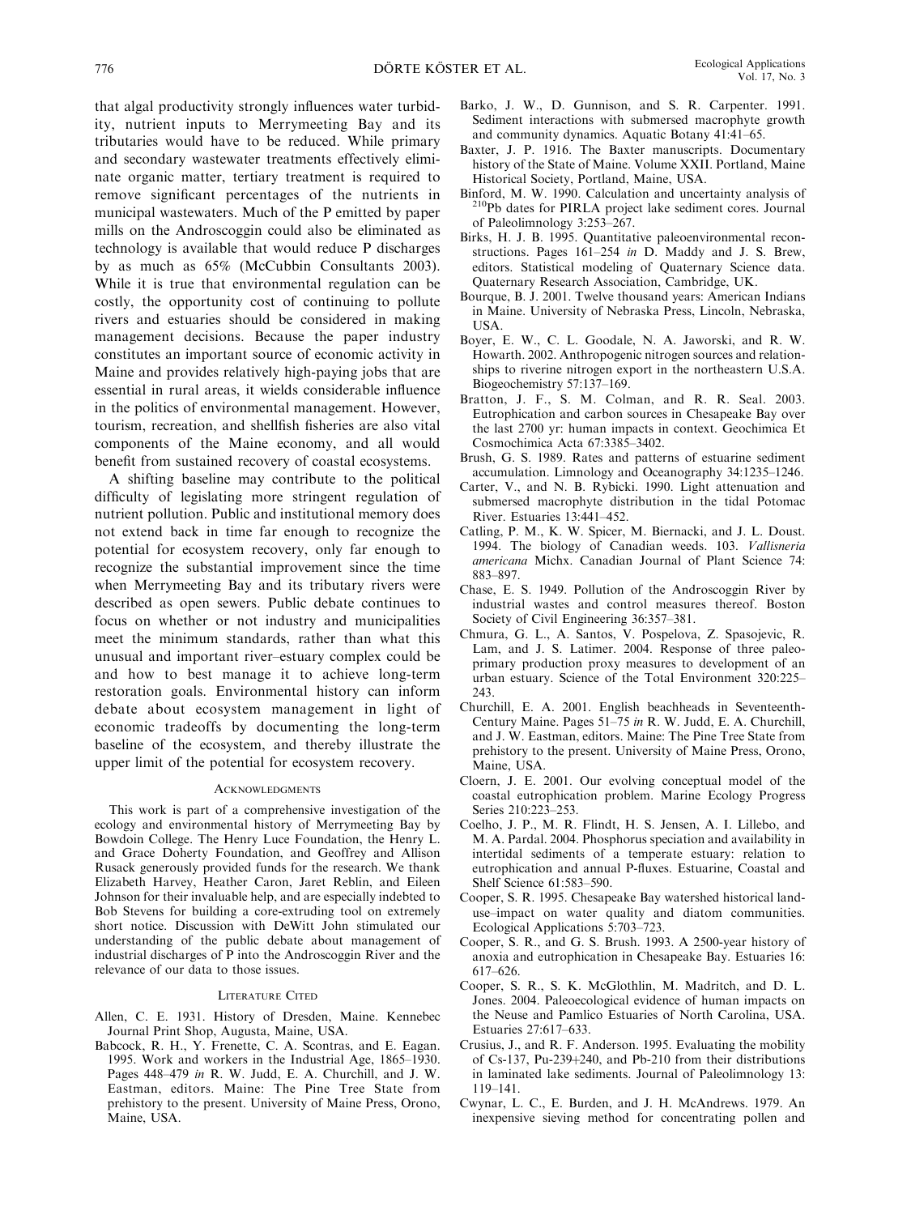that algal productivity strongly influences water turbidity, nutrient inputs to Merrymeeting Bay and its tributaries would have to be reduced. While primary and secondary wastewater treatments effectively eliminate organic matter, tertiary treatment is required to remove significant percentages of the nutrients in municipal wastewaters. Much of the P emitted by paper mills on the Androscoggin could also be eliminated as technology is available that would reduce P discharges by as much as 65% (McCubbin Consultants 2003). While it is true that environmental regulation can be costly, the opportunity cost of continuing to pollute rivers and estuaries should be considered in making management decisions. Because the paper industry constitutes an important source of economic activity in Maine and provides relatively high-paying jobs that are essential in rural areas, it wields considerable influence in the politics of environmental management. However, tourism, recreation, and shellfish fisheries are also vital components of the Maine economy, and all would benefit from sustained recovery of coastal ecosystems.

A shifting baseline may contribute to the political difficulty of legislating more stringent regulation of nutrient pollution. Public and institutional memory does not extend back in time far enough to recognize the potential for ecosystem recovery, only far enough to recognize the substantial improvement since the time when Merrymeeting Bay and its tributary rivers were described as open sewers. Public debate continues to focus on whether or not industry and municipalities meet the minimum standards, rather than what this unusual and important river–estuary complex could be and how to best manage it to achieve long-term restoration goals. Environmental history can inform debate about ecosystem management in light of economic tradeoffs by documenting the long-term baseline of the ecosystem, and thereby illustrate the upper limit of the potential for ecosystem recovery.

## Acknowledgments

This work is part of a comprehensive investigation of the ecology and environmental history of Merrymeeting Bay by Bowdoin College. The Henry Luce Foundation, the Henry L. and Grace Doherty Foundation, and Geoffrey and Allison Rusack generously provided funds for the research. We thank Elizabeth Harvey, Heather Caron, Jaret Reblin, and Eileen Johnson for their invaluable help, and are especially indebted to Bob Stevens for building a core-extruding tool on extremely short notice. Discussion with DeWitt John stimulated our understanding of the public debate about management of industrial discharges of P into the Androscoggin River and the relevance of our data to those issues.

## Literature Cited

Allen, C. E. 1931. History of Dresden, Maine. Kennebec Journal Print Shop, Augusta, Maine, USA.

Babcock, R. H., Y. Frenette, C. A. Scontras, and E. Eagan. 1995. Work and workers in the Industrial Age, 1865–1930. Pages 448–479 *in* R. W. Judd, E. A. Churchill, and J. W. Eastman, editors. Maine: The Pine Tree State from prehistory to the present. University of Maine Press, Orono, Maine, USA.

Barko, J. W., D. Gunnison, and S. R. Carpenter. 1991. Sediment interactions with submersed macrophyte growth and community dynamics. Aquatic Botany 41:41–65.

Baxter, J. P. 1916. The Baxter manuscripts. Documentary history of the State of Maine. Volume XXII. Portland, Maine Historical Society, Portland, Maine, USA.

Binford, M. W. 1990. Calculation and uncertainty analysis of $^{210}$Pb dates for PIRLA project lake sediment cores. Journal of Paleolimnology 3:253–267.

Birks, H. J. B. 1995. Quantitative paleoenvironmental reconstructions. Pages 161–254 *in* D. Maddy and J. S. Brew, editors. Statistical modeling of Quaternary Science data. Quaternary Research Association, Cambridge, UK.

Bourque, B. J. 2001. Twelve thousand years: American Indians in Maine. University of Nebraska Press, Lincoln, Nebraska, USA.

Boyer, E. W., C. L. Goodale, N. A. Jaworski, and R. W. Howarth. 2002. Anthropogenic nitrogen sources and relationships to riverine nitrogen export in the northeastern U.S.A. Biogeochemistry 57:137–169.

Bratton, J. F., S. M. Colman, and R. R. Seal. 2003. Eutrophication and carbon sources in Chesapeake Bay over the last 2700 yr: human impacts in context. Geochimica Et Cosmochimica Acta 67:3385–3402.

Brush, G. S. 1989. Rates and patterns of estuarine sediment accumulation. Limnology and Oceanography 34:1235–1246.

Carter, V., and N. B. Rybicki. 1990. Light attenuation and submersed macrophyte distribution in the tidal Potomac River. Estuaries 13:441–452.

Catling, P. M., K. W. Spicer, M. Biernacki, and J. L. Doust. 1994. The biology of Canadian weeds. 103. *Vallisneria americana* Michx. Canadian Journal of Plant Science 74: 883–897.

Chase, E. S. 1949. Pollution of the Androscoggin River by industrial wastes and control measures thereof. Boston Society of Civil Engineering 36:357–381.

Chmura, G. L., A. Santos, V. Pospelova, Z. Spasojevic, R. Lam, and J. S. Latimer. 2004. Response of three paleo-primary production proxy measures to development of an urban estuary. Science of the Total Environment 320:225–243.

Churchill, E. A. 2001. English beachheads in Seventeenth-Century Maine. Pages 51–75 *in* R. W. Judd, E. A. Churchill, and J. W. Eastman, editors. Maine: The Pine Tree State from prehistory to the present. University of Maine Press, Orono, Maine, USA.

Cloern, J. E. 2001. Our evolving conceptual model of the coastal eutrophication problem. Marine Ecology Progress Series 210:223–253.

Coelho, J. P., M. R. Flindt, H. S. Jensen, A. I. Lillebo, and M. A. Pardal. 2004. Phosphorus speciation and availability in intertidal sediments of a temperate estuary: relation to eutrophication and annual P-fluxes. Estuarine, Coastal and Shelf Science 61:583–590.

Cooper, S. R. 1995. Chesapeake Bay watershed historical land-use–impact on water quality and diatom communities. Ecological Applications 5:703–723.

Cooper, S. R., and G. S. Brush. 1993. A 2500-year history of anoxia and eutrophication in Chesapeake Bay. Estuaries 16: 617–626.

Cooper, S. R., S. K. McGlothlin, M. Madritch, and D. L. Jones. 2004. Paleoecological evidence of human impacts on the Neuse and Pamlico Estuaries of North Carolina, USA. Estuaries 27:617–633.

Crusius, J., and R. F. Anderson. 1995. Evaluating the mobility of Cs-137, Pu-239+240, and Pb-210 from their distributions in laminated lake sediments. Journal of Paleolimnology 13: 119–141.

Cwynar, L. C., E. Burden, and J. H. McAndrews. 1979. An inexpensive sieving method for concentrating pollen and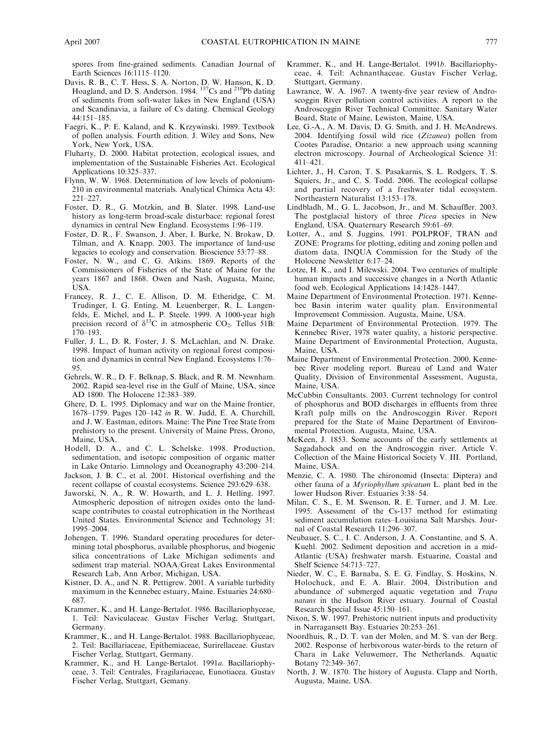spores from fine-grained sediments. Canadian Journal of Earth Sciences 16:1115–1120.

Davis, R. B., C. T. Hess, S. A. Norton, D. W. Hanson, K. D. Hoagland, and D. S. Anderson. 1984. $^{137}$Cs and $^{210}$Pb dating of sediments from soft-water lakes in New England (USA) and Scandinavia, a failure of Cs dating. Chemical Geology 44:151–185.

Faegri, K., P. E. Kaland, and K. Krzywinski. 1989. Textbook of pollen analysis. Fourth edition. J. Wiley and Sons, New York, New York, USA.

Fluharty, D. 2000. Habitat protection, ecological issues, and implementation of the Sustainable Fisheries Act. Ecological Applications 10:325–337.

Flynn, W. W. 1968. Determination of low levels of polonium-210 in environmental materials. Analytical Chimica Acta 43: 221–227.

Foster, D. R., G. Motzkin, and B. Slater. 1998. Land-use history as long-term broad-scale disturbace: regional forest dynamics in central New England. Ecosystems 1:96–119.

Foster, D. R., F. Swanson, J. Aber, I. Burke, N. Brokaw, D. Tilman, and A. Knapp. 2003. The importance of land-use legacies to ecology and conservation. Bioscience 53:77–88.

Foster, N. W., and C. G. Atkins. 1869. Reports of the Commissioners of Fisheries of the State of Maine for the years 1867 and 1868. Owen and Nash, Augusta, Maine, USA.

Francey, R. J., C. E. Allison, D. M. Etheridge, C. M. Trudinger, I. G. Enting, M. Leuenberger, R. L. Langenfelds, E. Michel, and L. P. Steele. 1999. A 1000-year high precision record of $\delta^{13}$C in atmospheric $CO_2$. Tellus 51B: 170–193.

Fuller, J. L., D. R. Foster, J. S. McLachlan, and N. Drake. 1998. Impact of human activity on regional forest composition and dynamics in central New England. Ecosystems 1:76–95.

Gehrels, W. R., D. F. Belknap, S. Black, and R. M. Newnham. 2002. Rapid sea-level rise in the Gulf of Maine, USA, since AD 1800. The Holocene 12:383–389.

Ghere, D. L. 1995. Diplomacy and war on the Maine frontier, 1678–1759. Pages 120–142 *in* R. W. Judd, E. A. Churchill, and J. W. Eastman, editors. Maine: The Pine Tree State from prehistory to the present. University of Maine Press, Orono, Maine, USA.

Hodell, D. A., and C. L. Schelske. 1998. Production, sedimentation, and isotopic composition of organic matter in Lake Ontario. Limnology and Oceanography 43:200–214.

Jackson, J. B. C., et al. 2001. Historical overfishing and the recent collapse of coastal ecosystems. Science 293:629–638.

Jaworski, N. A., R. W. Howarth, and L. J. Hetling. 1997. Atmospheric deposition of nitrogen oxides onto the landscape contributes to coastal eutrophication in the Northeast United States. Environmental Science and Technology 31: 1995–2004.

Johengen, T. 1996. Standard operating procedures for determining total phosphorus, available phosphorus, and biogenic silica concentrations of Lake Michigan sediments and sediment trap material. NOAA/Great Lakes Environmental Research Lab, Ann Arbor, Michigan, USA.

Kistner, D. A., and N. R. Pettigrew. 2001. A variable turbidity maximum in the Kennebec estuary, Maine. Estuaries 24:680–687.

Krammer, K., and H. Lange-Bertalot. 1986. Bacillariophyceae, 1. Teil: Naviculaceae. Gustav Fischer Verlag, Stuttgart, Germany.

Krammer, K., and H. Lange-Bertalot. 1988. Bacillariophyceae, 2. Teil: Bacillariaceae, Epithemiaceae, Surirellaceae. Gustav Fischer Verlag, Stuttgart, Germany.

Krammer, K., and H. Lange-Bertalot. 1991*a*. Bacillariophyceae, 3. Teil: Centrales, Fragilariaceae, Eunotiacea. Gustav Fischer Verlag, Stuttgart, Gemany.

Krammer, K., and H. Lange-Bertalot. 1991*b*. Bacillariophyceae, 4. Teil: Achnanthaceae. Gustav Fischer Verlag, Stuttgart, Germany.

Lawrance, W. A. 1967. A twenty-five year review of Androscoggin River pollution control activities. A report to the Androscoggin River Technical Committee. Sanitary Water Board, State of Maine, Lewiston, Maine, USA.

Lee, G.-A., A. M. Davis, D. G. Smith, and J. H. McAndrews. 2004. Identifying fossil wild rice (*Zizanea*) pollen from Cootes Paradise, Ontario: a new approach using scanning electron microscopy. Journal of Archeological Science 31: 411–421.

Lichter, J., H. Caron, T. S. Pasakarnis, S. L. Rodgers, T. S. Squiers, Jr., and C. S. Todd. 2006. The ecological collapse and partial recovery of a freshwater tidal ecosystem. Northeastern Naturalist 13:153–178.

Lindbladh, M., G. L. Jacobson, Jr., and M. Schauffler. 2003. The postglacial history of three *Picea* species in New England, USA. Quaternary Research 59:61–69.

Lotter, A., and S. Juggins. 1991. POLPROF, TRAN and ZONE: Programs for plotting, editing and zoning pollen and diatom data. INQUA Commission for the Study of the Holocene Newsletter 6:17–24.

Lotze, H. K., and I. Milewski. 2004. Two centuries of multiple human impacts and successive changes in a North Atlantic food web. Ecological Applications 14:1428–1447.

Maine Department of Environmental Protection. 1971. Kennebec Basin interim water quality plan. Environmental Improvement Commission. Augusta, Maine, USA.

Maine Department of Environmental Protection. 1979. The Kennebec River, 1978 water quality, a historic perspective. Maine Department of Environmental Protection, Augusta, Maine, USA.

Maine Department of Environmental Protection. 2000. Kennebec River modeling report. Bureau of Land and Water Quality, Division of Environmental Assessment, Augusta, Maine, USA.

McCubbin Consultants. 2003. Current technology for control of phosphorus and BOD discharges in effluents from three Kraft pulp mills on the Androscoggin River. Report prepared for the State of Maine Department of Environmental Protection. Augusta, Maine, USA.

McKeen, J. 1853. Some accounts of the early settlements at Sagadahock and on the Androscoggin river. Article V. Collection of the Maine Historical Society V. III. Portland, Maine, USA.

Menzie, C. A. 1980. The chironomid (Insecta: Diptera) and other fauna of a *Myriophyllum spicatum* L. plant bed in the lower Hudson River. Estuaries 3:38–54.

Milan, C. S., E. M. Swenson, R. E. Turner, and J. M. Lee. 1995. Assessment of the Cs-137 method for estimating sediment accumulation rates–Louisiana Salt Marshes. Journal of Coastal Research 11:296–307.

Neubauer, S. C., I. C. Anderson, J. A. Constantine, and S. A. Kuehl. 2002. Sediment deposition and accretion in a mid-Atlantic (USA) freshwater marsh. Estuarine, Coastal and Shelf Science 54:713–727.

Nieder, W. C., E. Barnaba, S. E. G. Findlay, S. Hoskins, N. Holochuck, and E. A. Blair. 2004. Distribution and abundance of submerged aquatic vegetation and *Trapa natans* in the Hudson River estuary. Journal of Coastal Research Special Issue 45:150–161.

Nixon, S. W. 1997. Prehistoric nutrient inputs and productivity in Narragansett Bay. Estuaries 20:253–261.

Noordhuis, R., D. T. van der Molen, and M. S. van der Berg. 2002. Response of herbivorous water-birds to the return of Chara in Lake Veluwemeer, The Netherlands. Aquatic Botany 72:349–367.

North, J. W. 1870. The history of Augusta. Clapp and North, Augusta, Maine, USA.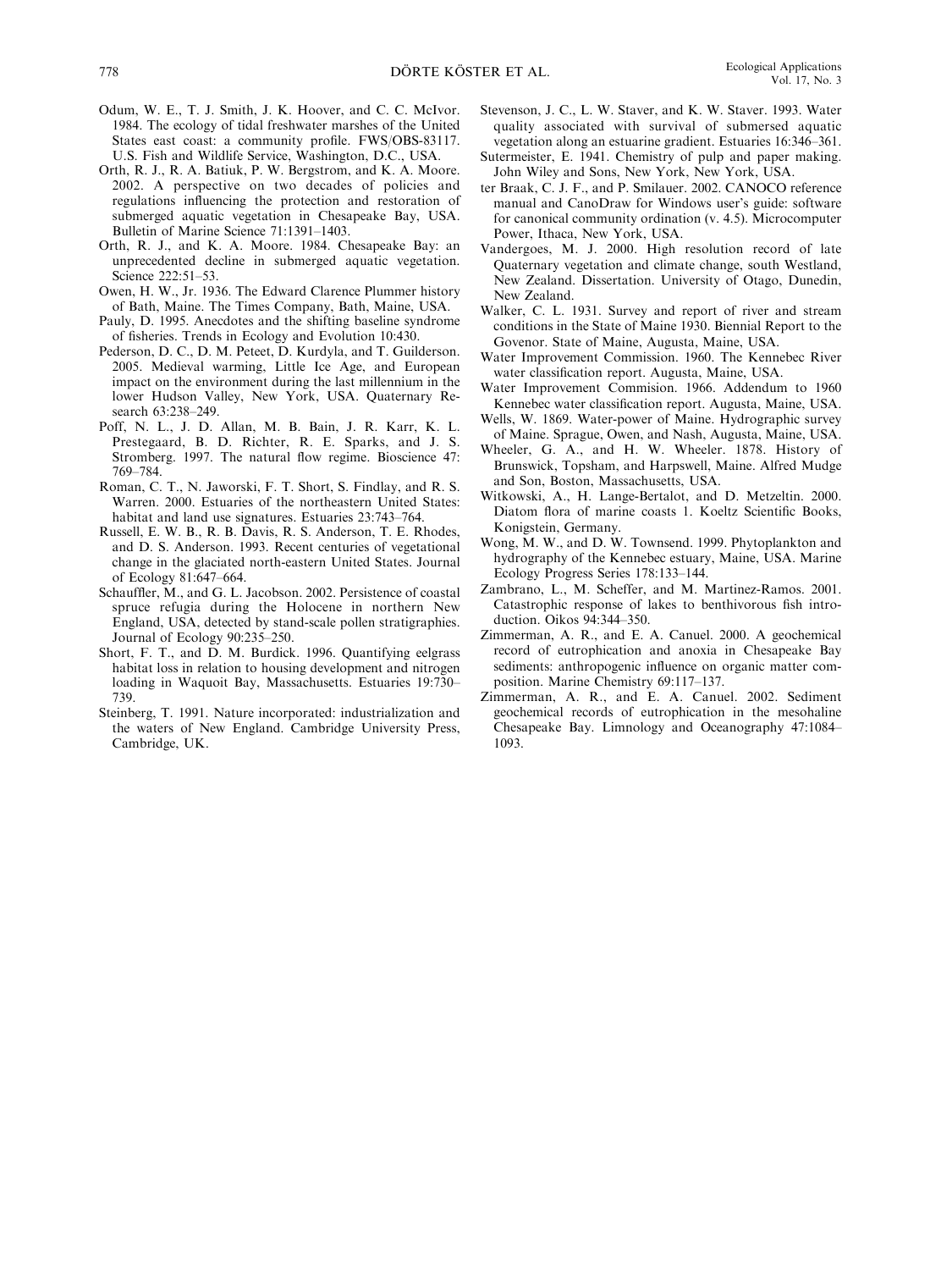Odum, W. E., T. J. Smith, J. K. Hoover, and C. C. McIvor. 1984. The ecology of tidal freshwater marshes of the United States east coast: a community profile. FWS/OBS-83117. U.S. Fish and Wildlife Service, Washington, D.C., USA.

Orth, R. J., R. A. Batiuk, P. W. Bergstrom, and K. A. Moore. 2002. A perspective on two decades of policies and regulations influencing the protection and restoration of submerged aquatic vegetation in Chesapeake Bay, USA. Bulletin of Marine Science 71:1391–1403.

Orth, R. J., and K. A. Moore. 1984. Chesapeake Bay: an unprecedented decline in submerged aquatic vegetation. Science 222:51–53.

Owen, H. W., Jr. 1936. The Edward Clarence Plummer history of Bath, Maine. The Times Company, Bath, Maine, USA.

Pauly, D. 1995. Anecdotes and the shifting baseline syndrome of fisheries. Trends in Ecology and Evolution 10:430.

Pederson, D. C., D. M. Peteet, D. Kurdyla, and T. Guilderson. 2005. Medieval warming, Little Ice Age, and European impact on the environment during the last millennium in the lower Hudson Valley, New York, USA. Quaternary Research 63:238–249.

Poff, N. L., J. D. Allan, M. B. Bain, J. R. Karr, K. L. Prestegaard, B. D. Richter, R. E. Sparks, and J. S. Stromberg. 1997. The natural flow regime. Bioscience 47: 769–784.

Roman, C. T., N. Jaworski, F. T. Short, S. Findlay, and R. S. Warren. 2000. Estuaries of the northeastern United States: habitat and land use signatures. Estuaries 23:743–764.

Russell, E. W. B., R. B. Davis, R. S. Anderson, T. E. Rhodes, and D. S. Anderson. 1993. Recent centuries of vegetational change in the glaciated north-eastern United States. Journal of Ecology 81:647–664.

Schauffler, M., and G. L. Jacobson. 2002. Persistence of coastal spruce refugia during the Holocene in northern New England, USA, detected by stand-scale pollen stratigraphies. Journal of Ecology 90:235–250.

Short, F. T., and D. M. Burdick. 1996. Quantifying eelgrass habitat loss in relation to housing development and nitrogen loading in Waquoit Bay, Massachusetts. Estuaries 19:730–739.

Steinberg, T. 1991. Nature incorporated: industrialization and the waters of New England. Cambridge University Press, Cambridge, UK.

Stevenson, J. C., L. W. Staver, and K. W. Staver. 1993. Water quality associated with survival of submersed aquatic vegetation along an estuarine gradient. Estuaries 16:346–361.

Sutermeister, E. 1941. Chemistry of pulp and paper making. John Wiley and Sons, New York, New York, USA.

ter Braak, C. J. F., and P. Smilauer. 2002. CANOCO reference manual and CanoDraw for Windows user's guide: software for canonical community ordination (v. 4.5). Microcomputer Power, Ithaca, New York, USA.

Vandergoes, M. J. 2000. High resolution record of late Quaternary vegetation and climate change, south Westland, New Zealand. Dissertation. University of Otago, Dunedin, New Zealand.

Walker, C. L. 1931. Survey and report of river and stream conditions in the State of Maine 1930. Biennial Report to the Govenor. State of Maine, Augusta, Maine, USA.

Water Improvement Commission. 1960. The Kennebec River water classification report. Augusta, Maine, USA.

Water Improvement Commision. 1966. Addendum to 1960 Kennebec water classification report. Augusta, Maine, USA.

Wells, W. 1869. Water-power of Maine. Hydrographic survey of Maine. Sprague, Owen, and Nash, Augusta, Maine, USA.

Wheeler, G. A., and H. W. Wheeler. 1878. History of Brunswick, Topsham, and Harpswell, Maine. Alfred Mudge and Son, Boston, Massachusetts, USA.

Witkowski, A., H. Lange-Bertalot, and D. Metzeltin. 2000. Diatom flora of marine coasts 1. Koeltz Scientific Books, Konigstein, Germany.

Wong, M. W., and D. W. Townsend. 1999. Phytoplankton and hydrography of the Kennebec estuary, Maine, USA. Marine Ecology Progress Series 178:133–144.

Zambrano, L., M. Scheffer, and M. Martinez-Ramos. 2001. Catastrophic response of lakes to benthivorous fish introduction. Oikos 94:344–350.

Zimmerman, A. R., and E. A. Canuel. 2000. A geochemical record of eutrophication and anoxia in Chesapeake Bay sediments: anthropogenic influence on organic matter composition. Marine Chemistry 69:117–137.

Zimmerman, A. R., and E. A. Canuel. 2002. Sediment geochemical records of eutrophication in the mesohaline Chesapeake Bay. Limnology and Oceanography 47:1084–1093.